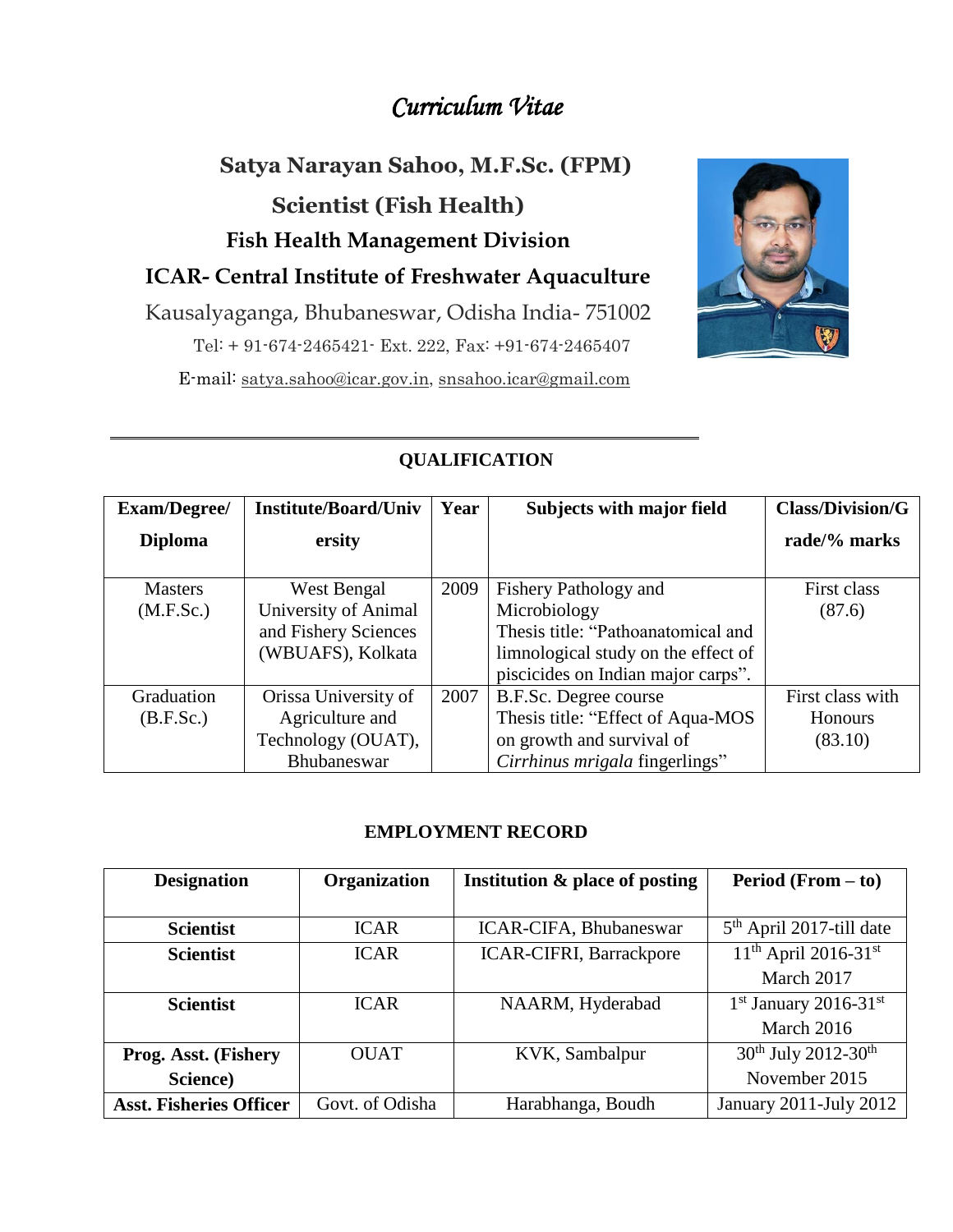# *Curriculum Vitae*

**Satya Narayan Sahoo, M.F.Sc. (FPM)**

**Scientist (Fish Health)**

**Fish Health Management Division**

**ICAR- Central Institute of Freshwater Aquaculture**

Kausalyaganga, Bhubaneswar, Odisha India- 751002

Tel: + 91-674-2465421- Ext. 222, Fax: +91-674-2465407

E-mail: satya.sahoo@icar.gov.in, snsahoo.icar@gmail.com

---

## QUALIFICATION

| Exam/Degree/ Diploma | Institute/Board/University | Year | Subjects with major field | Class/Division/Grade/% marks |
|---|---|---|---|---|
| Masters (M.F.Sc.) | West Bengal University of Animal and Fishery Sciences (WBUAFS), Kolkata | 2009 | Fishery Pathology and Microbiology Thesis title: "Pathoanatomical and limnological study on the effect of piscicides on Indian major carps". | First class (87.6) |
| Graduation (B.F.Sc.) | Orissa University of Agriculture and Technology (OUAT), Bhubaneswar | 2007 | B.F.Sc. Degree course Thesis title: "Effect of Aqua-MOS on growth and survival of *Cirrhinus mrigala* fingerlings" | First class with Honours (83.10) |

## EMPLOYMENT RECORD

| Designation | Organization | Institution & place of posting | Period (From – to) |
|---|---|---|---|
| **Scientist** | ICAR | ICAR-CIFA, Bhubaneswar | 5th April 2017-till date |
| **Scientist** | ICAR | ICAR-CIFRI, Barrackpore | 11th April 2016-31st March 2017 |
| **Scientist** | ICAR | NAARM, Hyderabad | 1st January 2016-31st March 2016 |
| **Prog. Asst. (Fishery Science)** | OUAT | KVK, Sambalpur | 30th July 2012-30th November 2015 |
| **Asst. Fisheries Officer** | Govt. of Odisha | Harabhanga, Boudh | January 2011-July 2012 |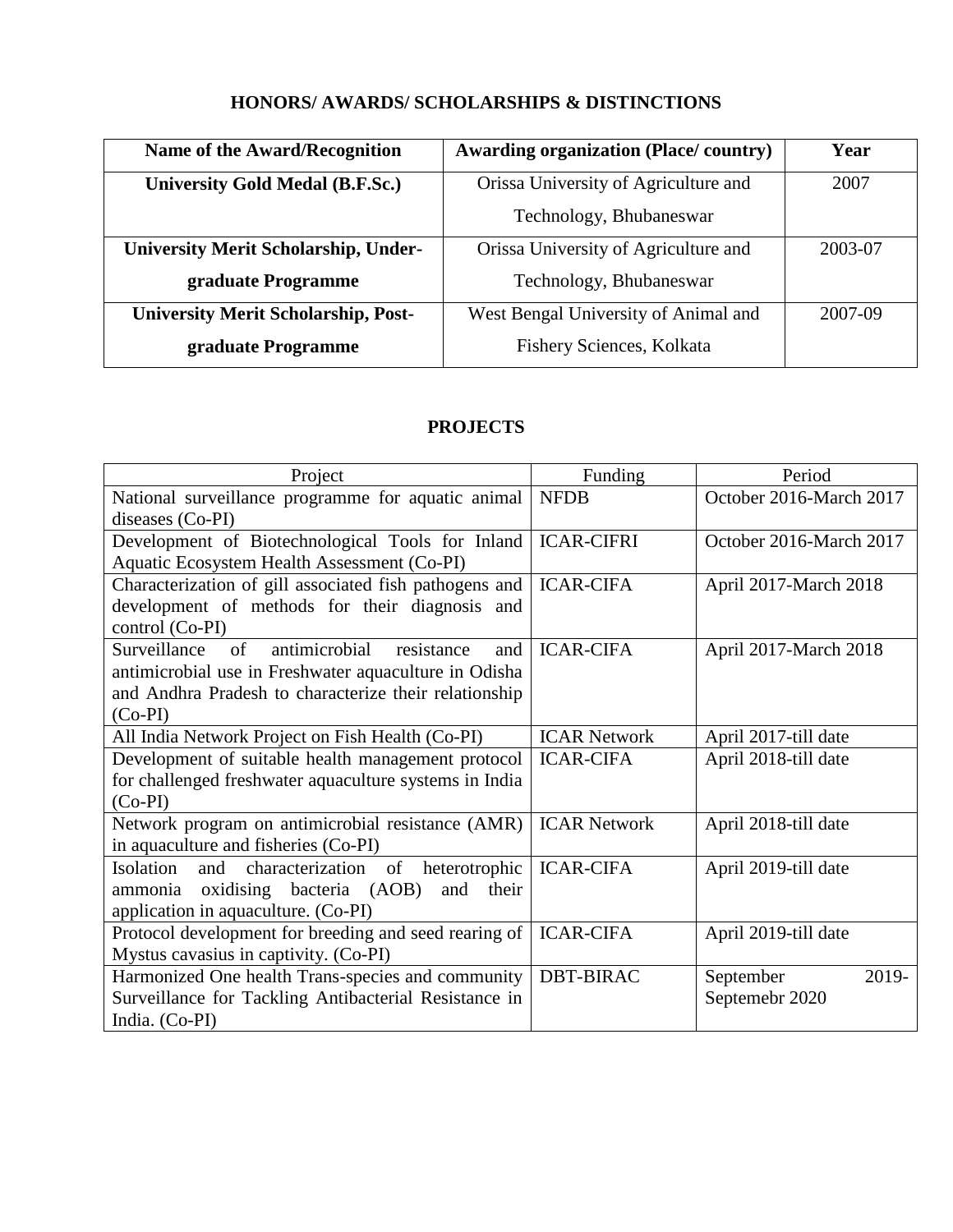## HONORS/ AWARDS/ SCHOLARSHIPS & DISTINCTIONS

| Name of the Award/Recognition | Awarding organization (Place/ country) | Year |
| --- | --- | --- |
| **University Gold Medal (B.F.Sc.)** | Orissa University of Agriculture and Technology, Bhubaneswar | 2007 |
| **University Merit Scholarship, Under-graduate Programme** | Orissa University of Agriculture and Technology, Bhubaneswar | 2003-07 |
| **University Merit Scholarship, Post-graduate Programme** | West Bengal University of Animal and Fishery Sciences, Kolkata | 2007-09 |

## PROJECTS

| Project | Funding | Period |
| --- | --- | --- |
| National surveillance programme for aquatic animal diseases (Co-PI) | NFDB | October 2016-March 2017 |
| Development of Biotechnological Tools for Inland Aquatic Ecosystem Health Assessment (Co-PI) | ICAR-CIFRI | October 2016-March 2017 |
| Characterization of gill associated fish pathogens and development of methods for their diagnosis and control (Co-PI) | ICAR-CIFA | April 2017-March 2018 |
| Surveillance of antimicrobial resistance and antimicrobial use in Freshwater aquaculture in Odisha and Andhra Pradesh to characterize their relationship (Co-PI) | ICAR-CIFA | April 2017-March 2018 |
| All India Network Project on Fish Health (Co-PI) | ICAR Network | April 2017-till date |
| Development of suitable health management protocol for challenged freshwater aquaculture systems in India (Co-PI) | ICAR-CIFA | April 2018-till date |
| Network program on antimicrobial resistance (AMR) in aquaculture and fisheries (Co-PI) | ICAR Network | April 2018-till date |
| Isolation and characterization of heterotrophic ammonia oxidising bacteria (AOB) and their application in aquaculture. (Co-PI) | ICAR-CIFA | April 2019-till date |
| Protocol development for breeding and seed rearing of Mystus cavasius in captivity. (Co-PI) | ICAR-CIFA | April 2019-till date |
| Harmonized One health Trans-species and community Surveillance for Tackling Antibacterial Resistance in India. (Co-PI) | DBT-BIRAC | September 2019-Septemebr 2020 |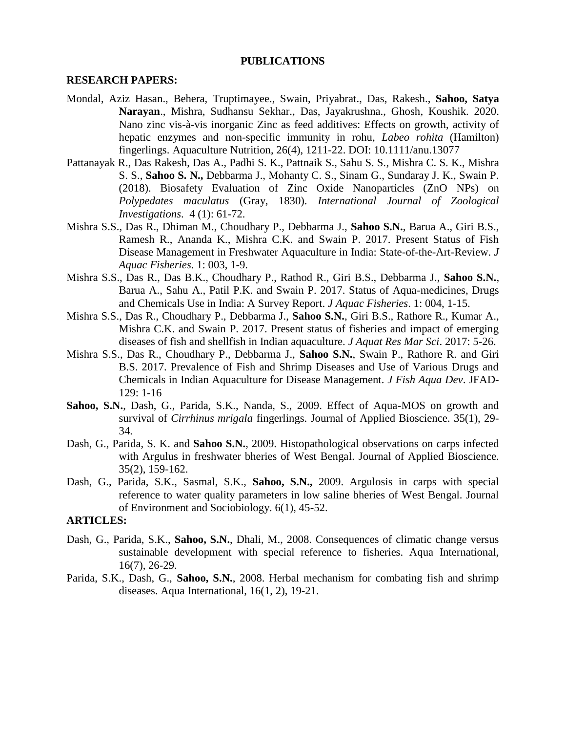## PUBLICATIONS

### RESEARCH PAPERS:

Mondal, Aziz Hasan., Behera, Truptimayee., Swain, Priyabrat., Das, Rakesh., **Sahoo, Satya Narayan**., Mishra, Sudhansu Sekhar., Das, Jayakrushna., Ghosh, Koushik. 2020. Nano zinc vis-à-vis inorganic Zinc as feed additives: Effects on growth, activity of hepatic enzymes and non-specific immunity in rohu, *Labeo rohita* (Hamilton) fingerlings. Aquaculture Nutrition, 26(4), 1211-22. DOI: 10.1111/anu.13077

Pattanayak R., Das Rakesh, Das A., Padhi S. K., Pattnaik S., Sahu S. S., Mishra C. S. K., Mishra S. S., **Sahoo S. N.,** Debbarma J., Mohanty C. S., Sinam G., Sundaray J. K., Swain P. (2018). Biosafety Evaluation of Zinc Oxide Nanoparticles (ZnO NPs) on *Polypedates maculatus* (Gray, 1830). *International Journal of Zoological Investigations*. 4 (1): 61-72.

Mishra S.S., Das R., Dhiman M., Choudhary P., Debbarma J., **Sahoo S.N.**, Barua A., Giri B.S., Ramesh R., Ananda K., Mishra C.K. and Swain P. 2017. Present Status of Fish Disease Management in Freshwater Aquaculture in India: State-of-the-Art-Review. *J Aquac Fisheries*. 1: 003, 1-9.

Mishra S.S., Das R., Das B.K., Choudhary P., Rathod R., Giri B.S., Debbarma J., **Sahoo S.N.**, Barua A., Sahu A., Patil P.K. and Swain P. 2017. Status of Aqua-medicines, Drugs and Chemicals Use in India: A Survey Report. *J Aquac Fisheries*. 1: 004, 1-15.

Mishra S.S., Das R., Choudhary P., Debbarma J., **Sahoo S.N.**, Giri B.S., Rathore R., Kumar A., Mishra C.K. and Swain P. 2017. Present status of fisheries and impact of emerging diseases of fish and shellfish in Indian aquaculture. *J Aquat Res Mar Sci*. 2017: 5-26.

Mishra S.S., Das R., Choudhary P., Debbarma J., **Sahoo S.N.**, Swain P., Rathore R. and Giri B.S. 2017. Prevalence of Fish and Shrimp Diseases and Use of Various Drugs and Chemicals in Indian Aquaculture for Disease Management. *J Fish Aqua Dev*. JFAD-129: 1-16

**Sahoo, S.N.**, Dash, G., Parida, S.K., Nanda, S., 2009. Effect of Aqua-MOS on growth and survival of *Cirrhinus mrigala* fingerlings. Journal of Applied Bioscience. 35(1), 29-34.

Dash, G., Parida, S. K. and **Sahoo S.N.**, 2009. Histopathological observations on carps infected with Argulus in freshwater bheries of West Bengal. Journal of Applied Bioscience. 35(2), 159-162.

Dash, G., Parida, S.K., Sasmal, S.K., **Sahoo, S.N.,** 2009. Argulosis in carps with special reference to water quality parameters in low saline bheries of West Bengal. Journal of Environment and Sociobiology. 6(1), 45-52.

### ARTICLES:

Dash, G., Parida, S.K., **Sahoo, S.N.**, Dhali, M., 2008. Consequences of climatic change versus sustainable development with special reference to fisheries. Aqua International, 16(7), 26-29.

Parida, S.K., Dash, G., **Sahoo, S.N.**, 2008. Herbal mechanism for combating fish and shrimp diseases. Aqua International, 16(1, 2), 19-21.